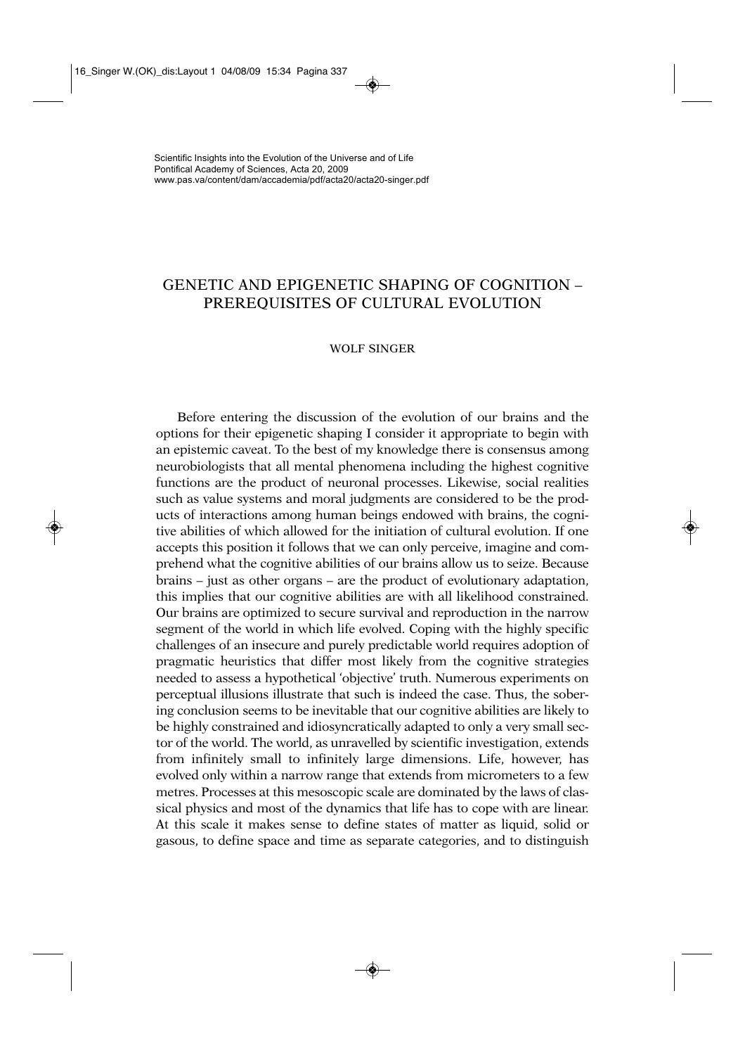Scientific Insights into the Evolution of the Universe and of Life
Pontifical Academy of Sciences, Acta 20, 2009
www.pas.va/content/dam/accademia/pdf/acta20/acta20-singer.pdf

# GENETIC AND EPIGENETIC SHAPING OF COGNITION – PREREQUISITES OF CULTURAL EVOLUTION

WOLF SINGER

Before entering the discussion of the evolution of our brains and the options for their epigenetic shaping I consider it appropriate to begin with an epistemic caveat. To the best of my knowledge there is consensus among neurobiologists that all mental phenomena including the highest cognitive functions are the product of neuronal processes. Likewise, social realities such as value systems and moral judgments are considered to be the products of interactions among human beings endowed with brains, the cognitive abilities of which allowed for the initiation of cultural evolution. If one accepts this position it follows that we can only perceive, imagine and comprehend what the cognitive abilities of our brains allow us to seize. Because brains – just as other organs – are the product of evolutionary adaptation, this implies that our cognitive abilities are with all likelihood constrained. Our brains are optimized to secure survival and reproduction in the narrow segment of the world in which life evolved. Coping with the highly specific challenges of an insecure and purely predictable world requires adoption of pragmatic heuristics that differ most likely from the cognitive strategies needed to assess a hypothetical 'objective' truth. Numerous experiments on perceptual illusions illustrate that such is indeed the case. Thus, the sobering conclusion seems to be inevitable that our cognitive abilities are likely to be highly constrained and idiosyncratically adapted to only a very small sector of the world. The world, as unravelled by scientific investigation, extends from infinitely small to infinitely large dimensions. Life, however, has evolved only within a narrow range that extends from micrometers to a few metres. Processes at this mesoscopic scale are dominated by the laws of classical physics and most of the dynamics that life has to cope with are linear. At this scale it makes sense to define states of matter as liquid, solid or gasous, to define space and time as separate categories, and to distinguish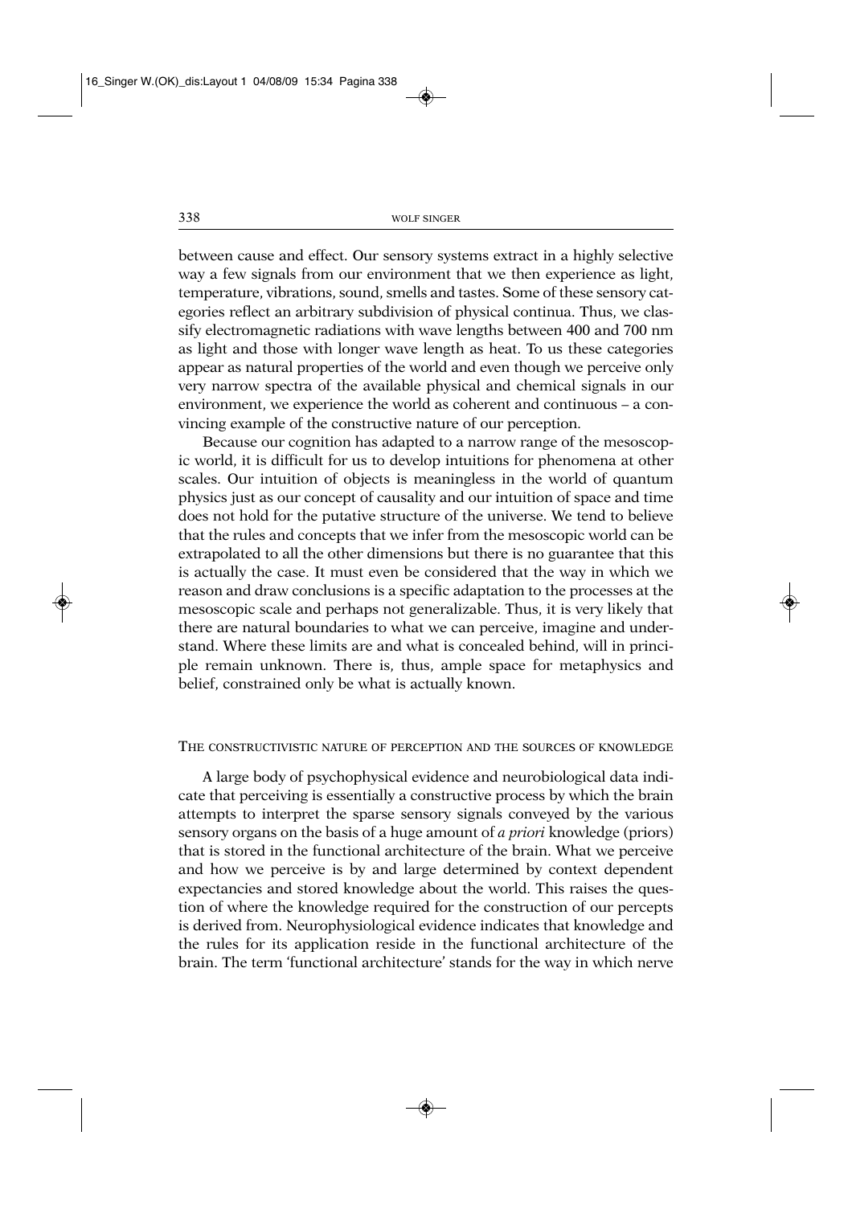between cause and effect. Our sensory systems extract in a highly selective way a few signals from our environment that we then experience as light, temperature, vibrations, sound, smells and tastes. Some of these sensory categories reflect an arbitrary subdivision of physical continua. Thus, we classify electromagnetic radiations with wave lengths between 400 and 700 nm as light and those with longer wave length as heat. To us these categories appear as natural properties of the world and even though we perceive only very narrow spectra of the available physical and chemical signals in our environment, we experience the world as coherent and continuous – a convincing example of the constructive nature of our perception.

Because our cognition has adapted to a narrow range of the mesoscopic world, it is difficult for us to develop intuitions for phenomena at other scales. Our intuition of objects is meaningless in the world of quantum physics just as our concept of causality and our intuition of space and time does not hold for the putative structure of the universe. We tend to believe that the rules and concepts that we infer from the mesoscopic world can be extrapolated to all the other dimensions but there is no guarantee that this is actually the case. It must even be considered that the way in which we reason and draw conclusions is a specific adaptation to the processes at the mesoscopic scale and perhaps not generalizable. Thus, it is very likely that there are natural boundaries to what we can perceive, imagine and understand. Where these limits are and what is concealed behind, will in principle remain unknown. There is, thus, ample space for metaphysics and belief, constrained only be what is actually known.

## The constructivistic nature of perception and the sources of knowledge

A large body of psychophysical evidence and neurobiological data indicate that perceiving is essentially a constructive process by which the brain attempts to interpret the sparse sensory signals conveyed by the various sensory organs on the basis of a huge amount of *a priori* knowledge (priors) that is stored in the functional architecture of the brain. What we perceive and how we perceive is by and large determined by context dependent expectancies and stored knowledge about the world. This raises the question of where the knowledge required for the construction of our percepts is derived from. Neurophysiological evidence indicates that knowledge and the rules for its application reside in the functional architecture of the brain. The term 'functional architecture' stands for the way in which nerve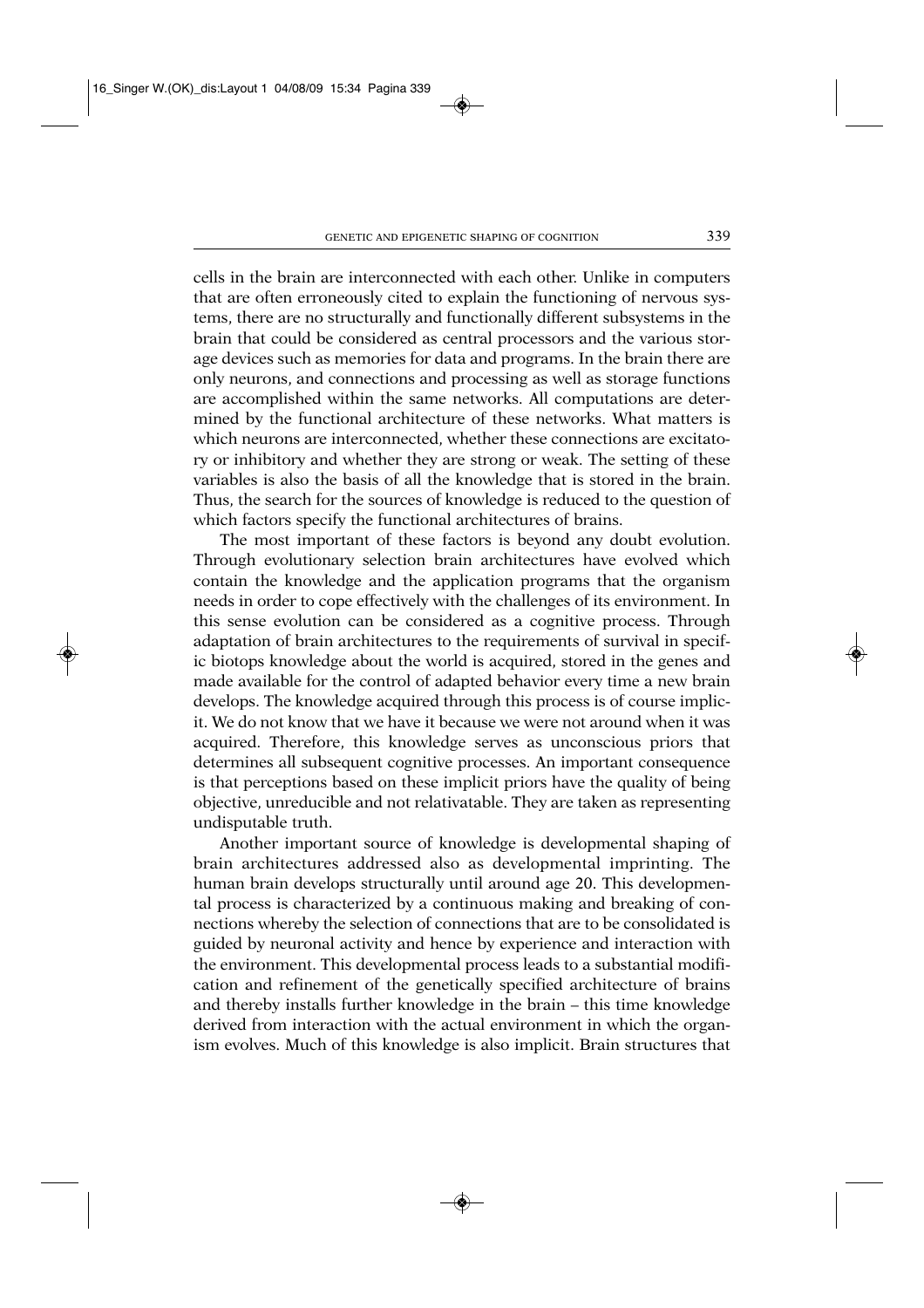cells in the brain are interconnected with each other. Unlike in computers that are often erroneously cited to explain the functioning of nervous systems, there are no structurally and functionally different subsystems in the brain that could be considered as central processors and the various storage devices such as memories for data and programs. In the brain there are only neurons, and connections and processing as well as storage functions are accomplished within the same networks. All computations are determined by the functional architecture of these networks. What matters is which neurons are interconnected, whether these connections are excitatory or inhibitory and whether they are strong or weak. The setting of these variables is also the basis of all the knowledge that is stored in the brain. Thus, the search for the sources of knowledge is reduced to the question of which factors specify the functional architectures of brains.

The most important of these factors is beyond any doubt evolution. Through evolutionary selection brain architectures have evolved which contain the knowledge and the application programs that the organism needs in order to cope effectively with the challenges of its environment. In this sense evolution can be considered as a cognitive process. Through adaptation of brain architectures to the requirements of survival in specific biotops knowledge about the world is acquired, stored in the genes and made available for the control of adapted behavior every time a new brain develops. The knowledge acquired through this process is of course implicit. We do not know that we have it because we were not around when it was acquired. Therefore, this knowledge serves as unconscious priors that determines all subsequent cognitive processes. An important consequence is that perceptions based on these implicit priors have the quality of being objective, unreducible and not relativatable. They are taken as representing undisputable truth.

Another important source of knowledge is developmental shaping of brain architectures addressed also as developmental imprinting. The human brain develops structurally until around age 20. This developmental process is characterized by a continuous making and breaking of connections whereby the selection of connections that are to be consolidated is guided by neuronal activity and hence by experience and interaction with the environment. This developmental process leads to a substantial modification and refinement of the genetically specified architecture of brains and thereby installs further knowledge in the brain – this time knowledge derived from interaction with the actual environment in which the organism evolves. Much of this knowledge is also implicit. Brain structures that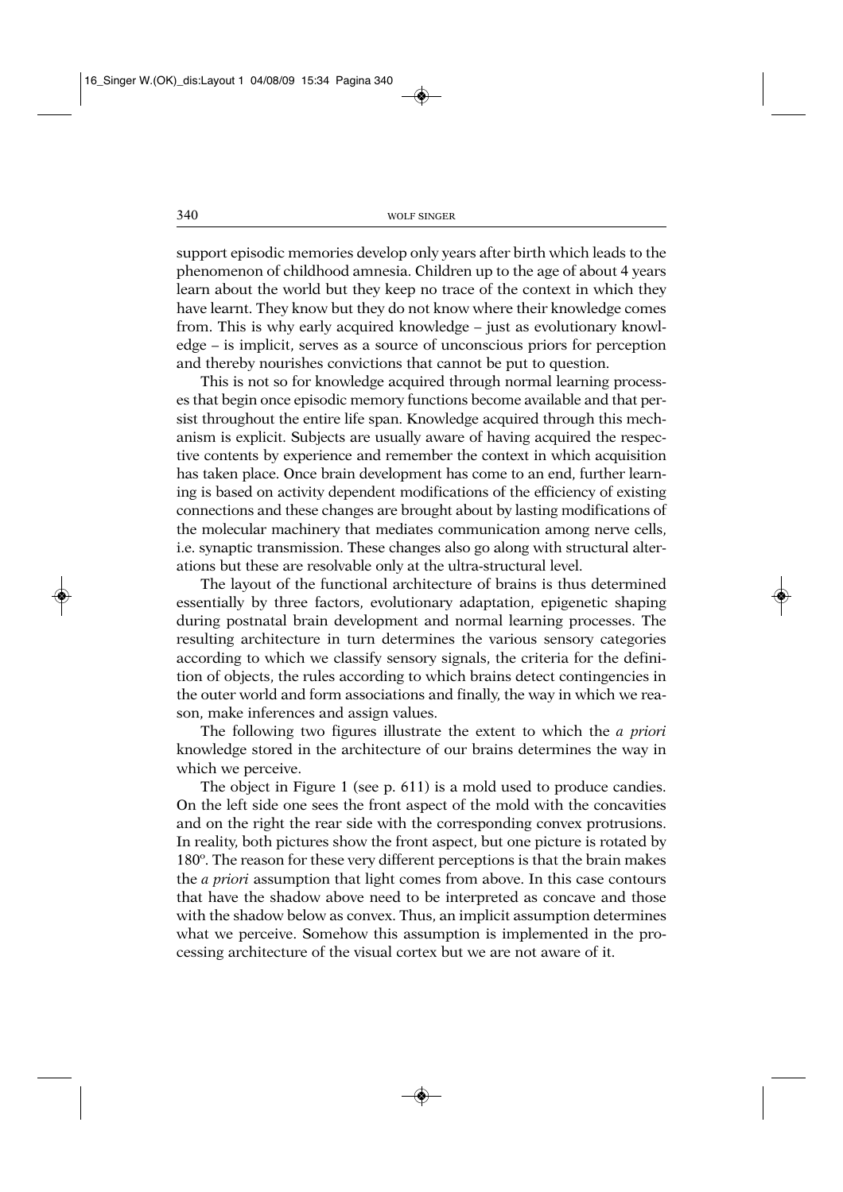support episodic memories develop only years after birth which leads to the phenomenon of childhood amnesia. Children up to the age of about 4 years learn about the world but they keep no trace of the context in which they have learnt. They know but they do not know where their knowledge comes from. This is why early acquired knowledge – just as evolutionary knowledge – is implicit, serves as a source of unconscious priors for perception and thereby nourishes convictions that cannot be put to question.

This is not so for knowledge acquired through normal learning processes that begin once episodic memory functions become available and that persist throughout the entire life span. Knowledge acquired through this mechanism is explicit. Subjects are usually aware of having acquired the respective contents by experience and remember the context in which acquisition has taken place. Once brain development has come to an end, further learning is based on activity dependent modifications of the efficiency of existing connections and these changes are brought about by lasting modifications of the molecular machinery that mediates communication among nerve cells, i.e. synaptic transmission. These changes also go along with structural alterations but these are resolvable only at the ultra-structural level.

The layout of the functional architecture of brains is thus determined essentially by three factors, evolutionary adaptation, epigenetic shaping during postnatal brain development and normal learning processes. The resulting architecture in turn determines the various sensory categories according to which we classify sensory signals, the criteria for the definition of objects, the rules according to which brains detect contingencies in the outer world and form associations and finally, the way in which we reason, make inferences and assign values.

The following two figures illustrate the extent to which the *a priori* knowledge stored in the architecture of our brains determines the way in which we perceive.

The object in Figure 1 (see p. 611) is a mold used to produce candies. On the left side one sees the front aspect of the mold with the concavities and on the right the rear side with the corresponding convex protrusions. In reality, both pictures show the front aspect, but one picture is rotated by 180º. The reason for these very different perceptions is that the brain makes the *a priori* assumption that light comes from above. In this case contours that have the shadow above need to be interpreted as concave and those with the shadow below as convex. Thus, an implicit assumption determines what we perceive. Somehow this assumption is implemented in the processing architecture of the visual cortex but we are not aware of it.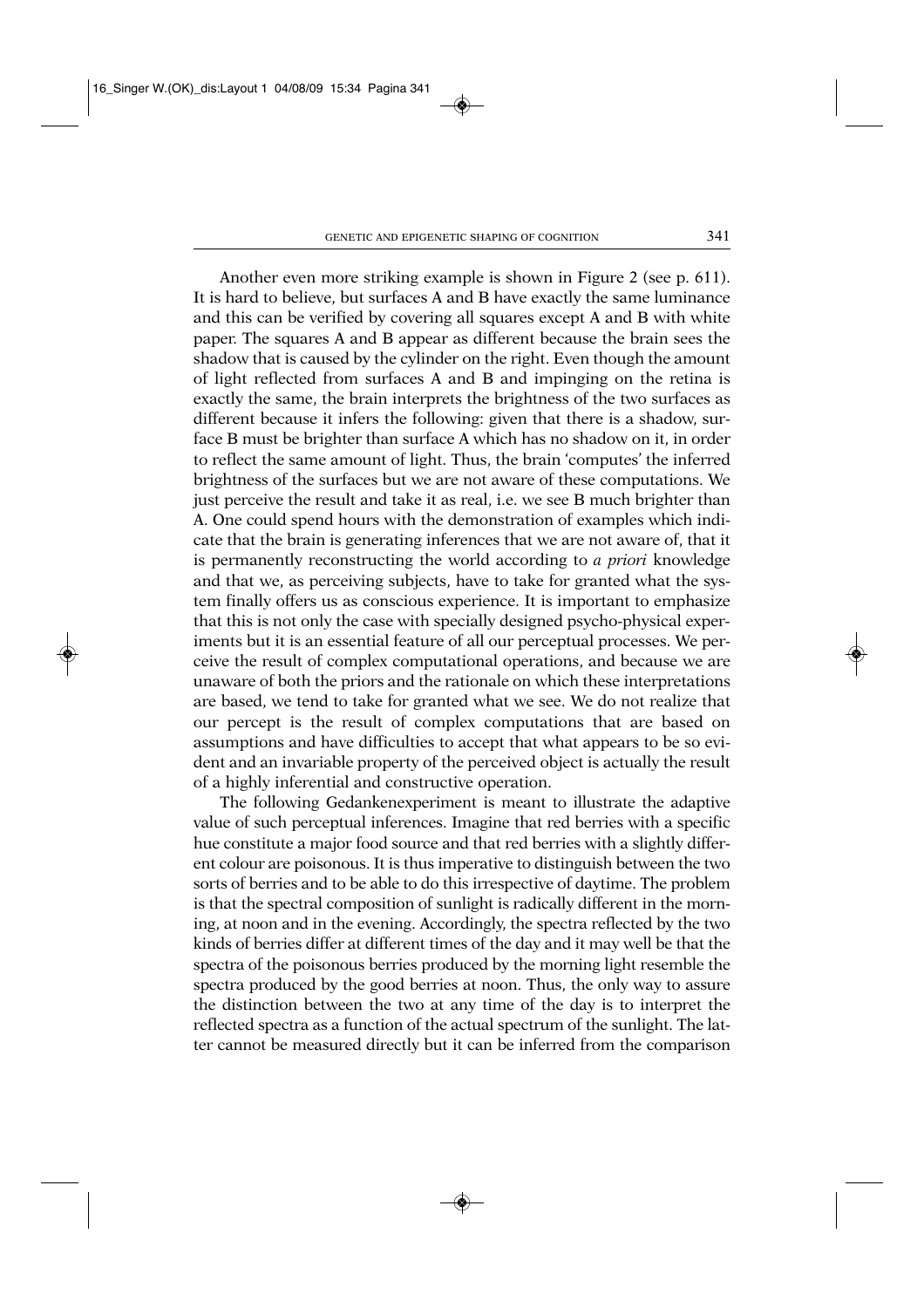Another even more striking example is shown in Figure 2 (see p. 611). It is hard to believe, but surfaces A and B have exactly the same luminance and this can be verified by covering all squares except A and B with white paper. The squares A and B appear as different because the brain sees the shadow that is caused by the cylinder on the right. Even though the amount of light reflected from surfaces A and B and impinging on the retina is exactly the same, the brain interprets the brightness of the two surfaces as different because it infers the following: given that there is a shadow, surface B must be brighter than surface A which has no shadow on it, in order to reflect the same amount of light. Thus, the brain 'computes' the inferred brightness of the surfaces but we are not aware of these computations. We just perceive the result and take it as real, i.e. we see B much brighter than A. One could spend hours with the demonstration of examples which indicate that the brain is generating inferences that we are not aware of, that it is permanently reconstructing the world according to *a priori* knowledge and that we, as perceiving subjects, have to take for granted what the system finally offers us as conscious experience. It is important to emphasize that this is not only the case with specially designed psycho-physical experiments but it is an essential feature of all our perceptual processes. We perceive the result of complex computational operations, and because we are unaware of both the priors and the rationale on which these interpretations are based, we tend to take for granted what we see. We do not realize that our percept is the result of complex computations that are based on assumptions and have difficulties to accept that what appears to be so evident and an invariable property of the perceived object is actually the result of a highly inferential and constructive operation.

The following Gedankenexperiment is meant to illustrate the adaptive value of such perceptual inferences. Imagine that red berries with a specific hue constitute a major food source and that red berries with a slightly different colour are poisonous. It is thus imperative to distinguish between the two sorts of berries and to be able to do this irrespective of daytime. The problem is that the spectral composition of sunlight is radically different in the morning, at noon and in the evening. Accordingly, the spectra reflected by the two kinds of berries differ at different times of the day and it may well be that the spectra of the poisonous berries produced by the morning light resemble the spectra produced by the good berries at noon. Thus, the only way to assure the distinction between the two at any time of the day is to interpret the reflected spectra as a function of the actual spectrum of the sunlight. The latter cannot be measured directly but it can be inferred from the comparison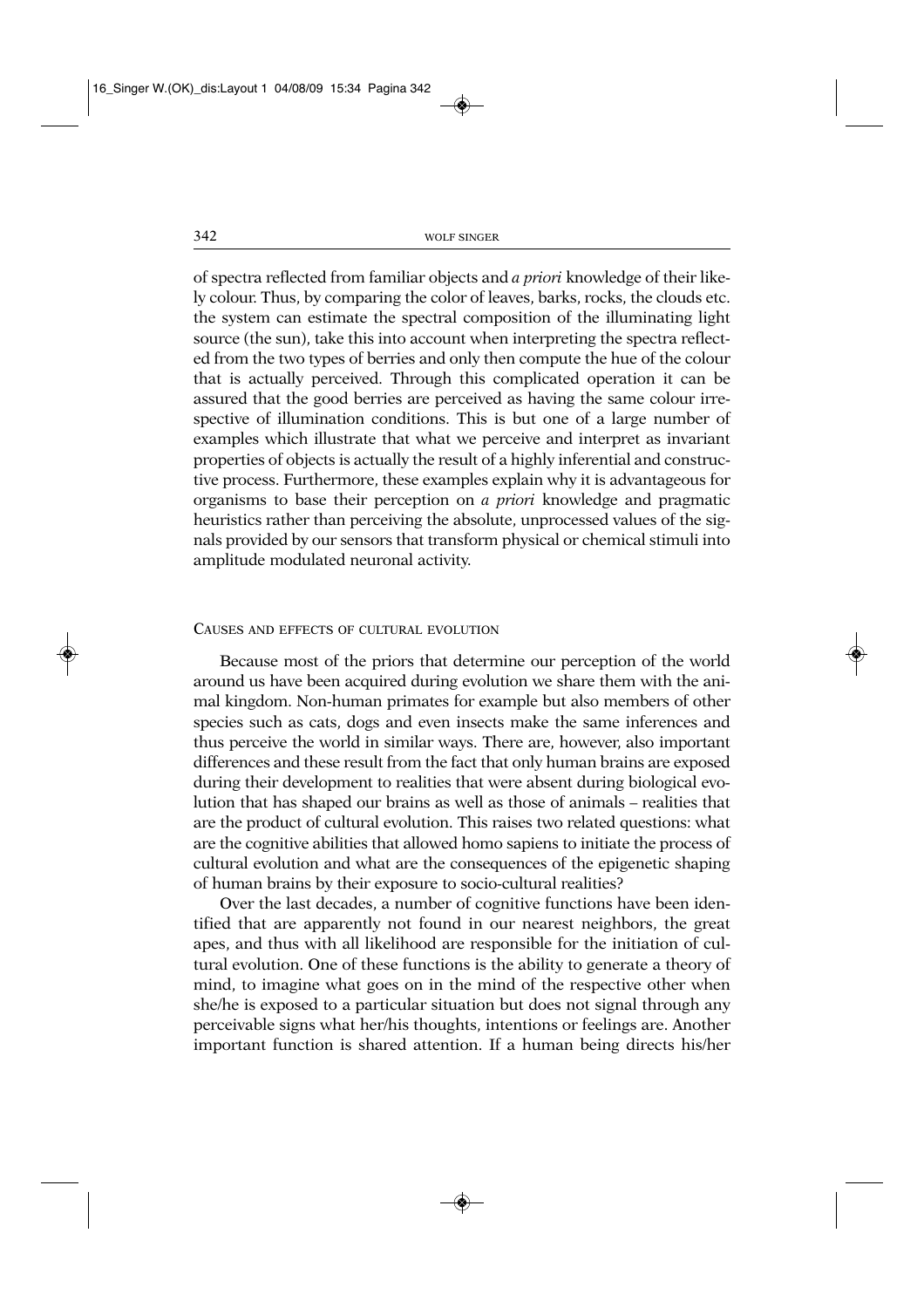of spectra reflected from familiar objects and *a priori* knowledge of their likely colour. Thus, by comparing the color of leaves, barks, rocks, the clouds etc. the system can estimate the spectral composition of the illuminating light source (the sun), take this into account when interpreting the spectra reflected from the two types of berries and only then compute the hue of the colour that is actually perceived. Through this complicated operation it can be assured that the good berries are perceived as having the same colour irrespective of illumination conditions. This is but one of a large number of examples which illustrate that what we perceive and interpret as invariant properties of objects is actually the result of a highly inferential and constructive process. Furthermore, these examples explain why it is advantageous for organisms to base their perception on *a priori* knowledge and pragmatic heuristics rather than perceiving the absolute, unprocessed values of the signals provided by our sensors that transform physical or chemical stimuli into amplitude modulated neuronal activity.

## Causes and effects of cultural evolution

Because most of the priors that determine our perception of the world around us have been acquired during evolution we share them with the animal kingdom. Non-human primates for example but also members of other species such as cats, dogs and even insects make the same inferences and thus perceive the world in similar ways. There are, however, also important differences and these result from the fact that only human brains are exposed during their development to realities that were absent during biological evolution that has shaped our brains as well as those of animals – realities that are the product of cultural evolution. This raises two related questions: what are the cognitive abilities that allowed homo sapiens to initiate the process of cultural evolution and what are the consequences of the epigenetic shaping of human brains by their exposure to socio-cultural realities?

Over the last decades, a number of cognitive functions have been identified that are apparently not found in our nearest neighbors, the great apes, and thus with all likelihood are responsible for the initiation of cultural evolution. One of these functions is the ability to generate a theory of mind, to imagine what goes on in the mind of the respective other when she/he is exposed to a particular situation but does not signal through any perceivable signs what her/his thoughts, intentions or feelings are. Another important function is shared attention. If a human being directs his/her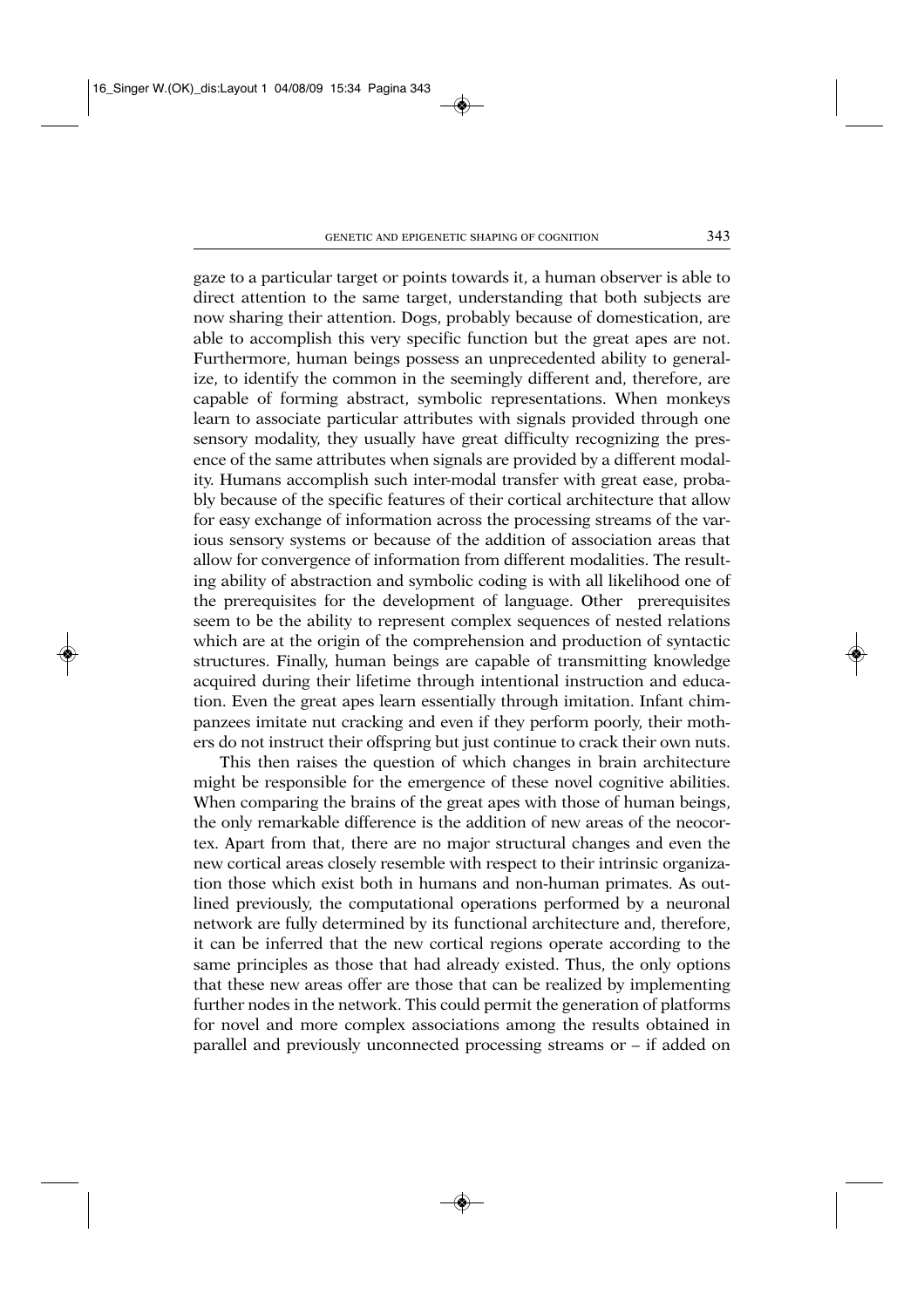gaze to a particular target or points towards it, a human observer is able to direct attention to the same target, understanding that both subjects are now sharing their attention. Dogs, probably because of domestication, are able to accomplish this very specific function but the great apes are not. Furthermore, human beings possess an unprecedented ability to generalize, to identify the common in the seemingly different and, therefore, are capable of forming abstract, symbolic representations. When monkeys learn to associate particular attributes with signals provided through one sensory modality, they usually have great difficulty recognizing the presence of the same attributes when signals are provided by a different modality. Humans accomplish such inter-modal transfer with great ease, probably because of the specific features of their cortical architecture that allow for easy exchange of information across the processing streams of the various sensory systems or because of the addition of association areas that allow for convergence of information from different modalities. The resulting ability of abstraction and symbolic coding is with all likelihood one of the prerequisites for the development of language. Other prerequisites seem to be the ability to represent complex sequences of nested relations which are at the origin of the comprehension and production of syntactic structures. Finally, human beings are capable of transmitting knowledge acquired during their lifetime through intentional instruction and education. Even the great apes learn essentially through imitation. Infant chimpanzees imitate nut cracking and even if they perform poorly, their mothers do not instruct their offspring but just continue to crack their own nuts.

This then raises the question of which changes in brain architecture might be responsible for the emergence of these novel cognitive abilities. When comparing the brains of the great apes with those of human beings, the only remarkable difference is the addition of new areas of the neocortex. Apart from that, there are no major structural changes and even the new cortical areas closely resemble with respect to their intrinsic organization those which exist both in humans and non-human primates. As outlined previously, the computational operations performed by a neuronal network are fully determined by its functional architecture and, therefore, it can be inferred that the new cortical regions operate according to the same principles as those that had already existed. Thus, the only options that these new areas offer are those that can be realized by implementing further nodes in the network. This could permit the generation of platforms for novel and more complex associations among the results obtained in parallel and previously unconnected processing streams or – if added on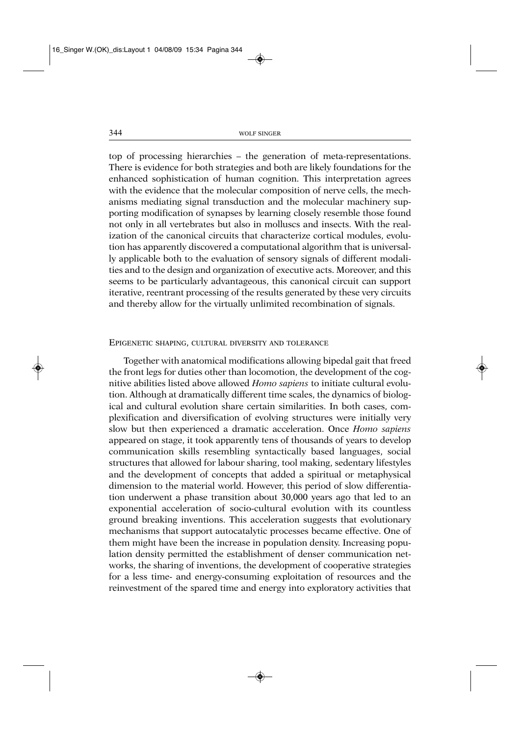top of processing hierarchies – the generation of meta-representations. There is evidence for both strategies and both are likely foundations for the enhanced sophistication of human cognition. This interpretation agrees with the evidence that the molecular composition of nerve cells, the mechanisms mediating signal transduction and the molecular machinery supporting modification of synapses by learning closely resemble those found not only in all vertebrates but also in molluscs and insects. With the realization of the canonical circuits that characterize cortical modules, evolution has apparently discovered a computational algorithm that is universally applicable both to the evaluation of sensory signals of different modalities and to the design and organization of executive acts. Moreover, and this seems to be particularly advantageous, this canonical circuit can support iterative, reentrant processing of the results generated by these very circuits and thereby allow for the virtually unlimited recombination of signals.

## Epigenetic shaping, cultural diversity and tolerance

Together with anatomical modifications allowing bipedal gait that freed the front legs for duties other than locomotion, the development of the cognitive abilities listed above allowed *Homo sapiens* to initiate cultural evolution. Although at dramatically different time scales, the dynamics of biological and cultural evolution share certain similarities. In both cases, complexification and diversification of evolving structures were initially very slow but then experienced a dramatic acceleration. Once *Homo sapiens* appeared on stage, it took apparently tens of thousands of years to develop communication skills resembling syntactically based languages, social structures that allowed for labour sharing, tool making, sedentary lifestyles and the development of concepts that added a spiritual or metaphysical dimension to the material world. However, this period of slow differentiation underwent a phase transition about 30,000 years ago that led to an exponential acceleration of socio-cultural evolution with its countless ground breaking inventions. This acceleration suggests that evolutionary mechanisms that support autocatalytic processes became effective. One of them might have been the increase in population density. Increasing population density permitted the establishment of denser communication networks, the sharing of inventions, the development of cooperative strategies for a less time- and energy-consuming exploitation of resources and the reinvestment of the spared time and energy into exploratory activities that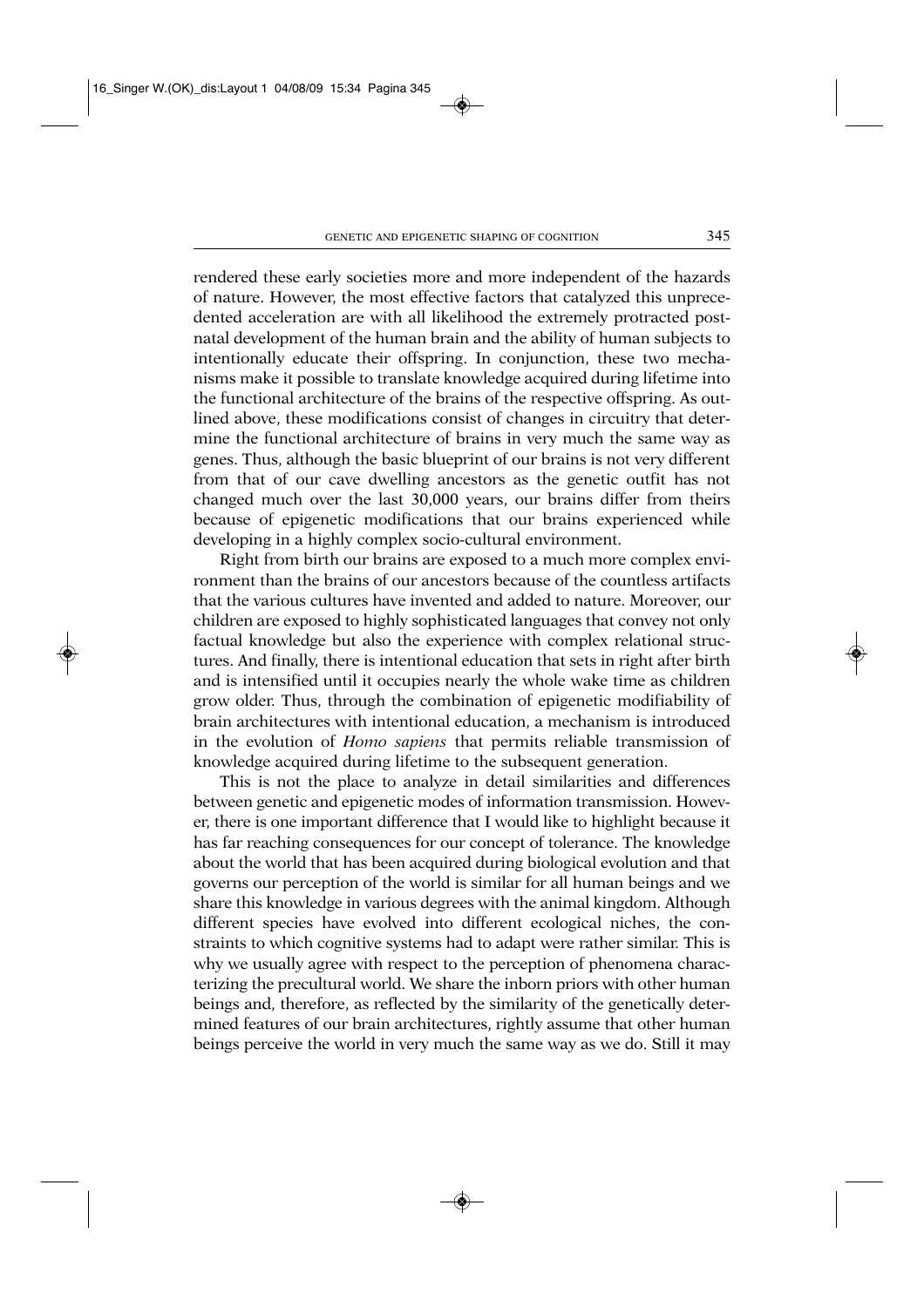rendered these early societies more and more independent of the hazards of nature. However, the most effective factors that catalyzed this unprecedented acceleration are with all likelihood the extremely protracted postnatal development of the human brain and the ability of human subjects to intentionally educate their offspring. In conjunction, these two mechanisms make it possible to translate knowledge acquired during lifetime into the functional architecture of the brains of the respective offspring. As outlined above, these modifications consist of changes in circuitry that determine the functional architecture of brains in very much the same way as genes. Thus, although the basic blueprint of our brains is not very different from that of our cave dwelling ancestors as the genetic outfit has not changed much over the last 30,000 years, our brains differ from theirs because of epigenetic modifications that our brains experienced while developing in a highly complex socio-cultural environment.

Right from birth our brains are exposed to a much more complex environment than the brains of our ancestors because of the countless artifacts that the various cultures have invented and added to nature. Moreover, our children are exposed to highly sophisticated languages that convey not only factual knowledge but also the experience with complex relational structures. And finally, there is intentional education that sets in right after birth and is intensified until it occupies nearly the whole wake time as children grow older. Thus, through the combination of epigenetic modifiability of brain architectures with intentional education, a mechanism is introduced in the evolution of *Homo sapiens* that permits reliable transmission of knowledge acquired during lifetime to the subsequent generation.

This is not the place to analyze in detail similarities and differences between genetic and epigenetic modes of information transmission. However, there is one important difference that I would like to highlight because it has far reaching consequences for our concept of tolerance. The knowledge about the world that has been acquired during biological evolution and that governs our perception of the world is similar for all human beings and we share this knowledge in various degrees with the animal kingdom. Although different species have evolved into different ecological niches, the constraints to which cognitive systems had to adapt were rather similar. This is why we usually agree with respect to the perception of phenomena characterizing the precultural world. We share the inborn priors with other human beings and, therefore, as reflected by the similarity of the genetically determined features of our brain architectures, rightly assume that other human beings perceive the world in very much the same way as we do. Still it may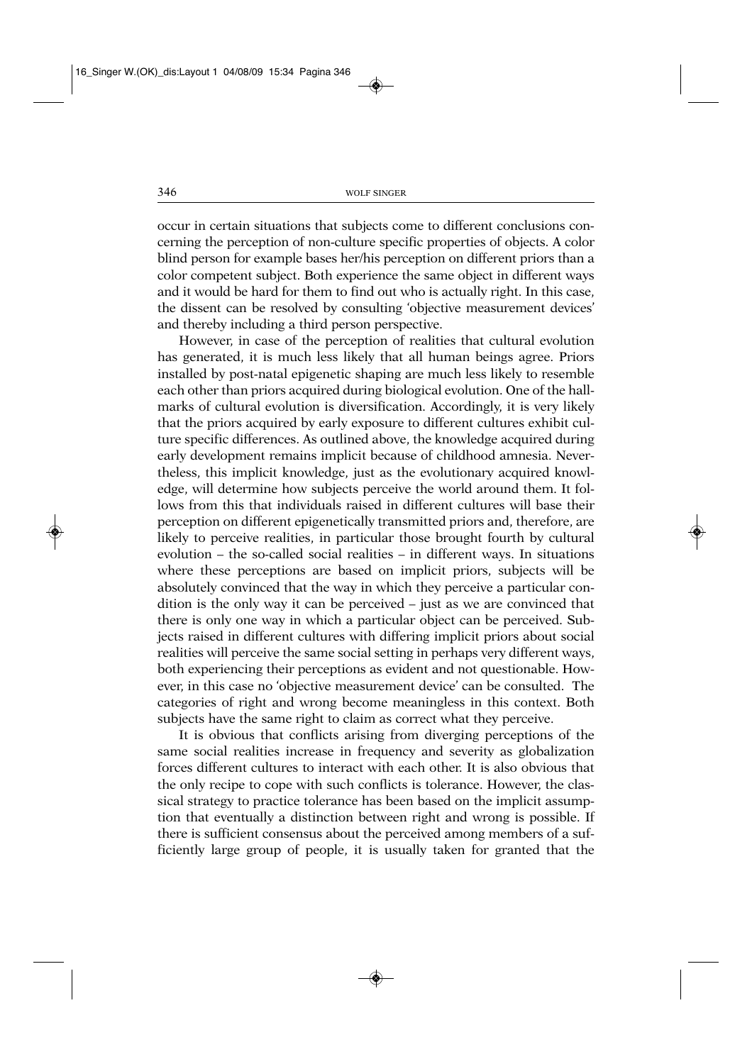occur in certain situations that subjects come to different conclusions concerning the perception of non-culture specific properties of objects. A color blind person for example bases her/his perception on different priors than a color competent subject. Both experience the same object in different ways and it would be hard for them to find out who is actually right. In this case, the dissent can be resolved by consulting 'objective measurement devices' and thereby including a third person perspective.

However, in case of the perception of realities that cultural evolution has generated, it is much less likely that all human beings agree. Priors installed by post-natal epigenetic shaping are much less likely to resemble each other than priors acquired during biological evolution. One of the hallmarks of cultural evolution is diversification. Accordingly, it is very likely that the priors acquired by early exposure to different cultures exhibit culture specific differences. As outlined above, the knowledge acquired during early development remains implicit because of childhood amnesia. Nevertheless, this implicit knowledge, just as the evolutionary acquired knowledge, will determine how subjects perceive the world around them. It follows from this that individuals raised in different cultures will base their perception on different epigenetically transmitted priors and, therefore, are likely to perceive realities, in particular those brought fourth by cultural evolution – the so-called social realities – in different ways. In situations where these perceptions are based on implicit priors, subjects will be absolutely convinced that the way in which they perceive a particular condition is the only way it can be perceived – just as we are convinced that there is only one way in which a particular object can be perceived. Subjects raised in different cultures with differing implicit priors about social realities will perceive the same social setting in perhaps very different ways, both experiencing their perceptions as evident and not questionable. However, in this case no 'objective measurement device' can be consulted. The categories of right and wrong become meaningless in this context. Both subjects have the same right to claim as correct what they perceive.

It is obvious that conflicts arising from diverging perceptions of the same social realities increase in frequency and severity as globalization forces different cultures to interact with each other. It is also obvious that the only recipe to cope with such conflicts is tolerance. However, the classical strategy to practice tolerance has been based on the implicit assumption that eventually a distinction between right and wrong is possible. If there is sufficient consensus about the perceived among members of a sufficiently large group of people, it is usually taken for granted that the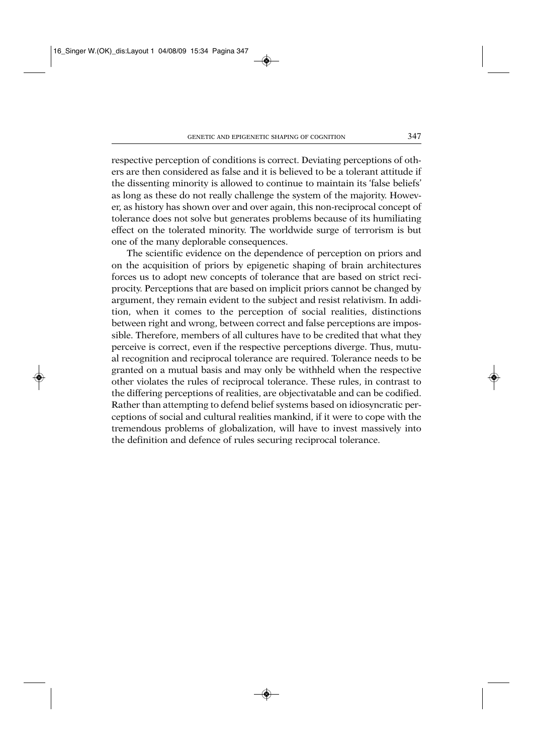respective perception of conditions is correct. Deviating perceptions of others are then considered as false and it is believed to be a tolerant attitude if the dissenting minority is allowed to continue to maintain its 'false beliefs' as long as these do not really challenge the system of the majority. However, as history has shown over and over again, this non-reciprocal concept of tolerance does not solve but generates problems because of its humiliating effect on the tolerated minority. The worldwide surge of terrorism is but one of the many deplorable consequences.

The scientific evidence on the dependence of perception on priors and on the acquisition of priors by epigenetic shaping of brain architectures forces us to adopt new concepts of tolerance that are based on strict reciprocity. Perceptions that are based on implicit priors cannot be changed by argument, they remain evident to the subject and resist relativism. In addition, when it comes to the perception of social realities, distinctions between right and wrong, between correct and false perceptions are impossible. Therefore, members of all cultures have to be credited that what they perceive is correct, even if the respective perceptions diverge. Thus, mutual recognition and reciprocal tolerance are required. Tolerance needs to be granted on a mutual basis and may only be withheld when the respective other violates the rules of reciprocal tolerance. These rules, in contrast to the differing perceptions of realities, are objectivatable and can be codified. Rather than attempting to defend belief systems based on idiosyncratic perceptions of social and cultural realities mankind, if it were to cope with the tremendous problems of globalization, will have to invest massively into the definition and defence of rules securing reciprocal tolerance.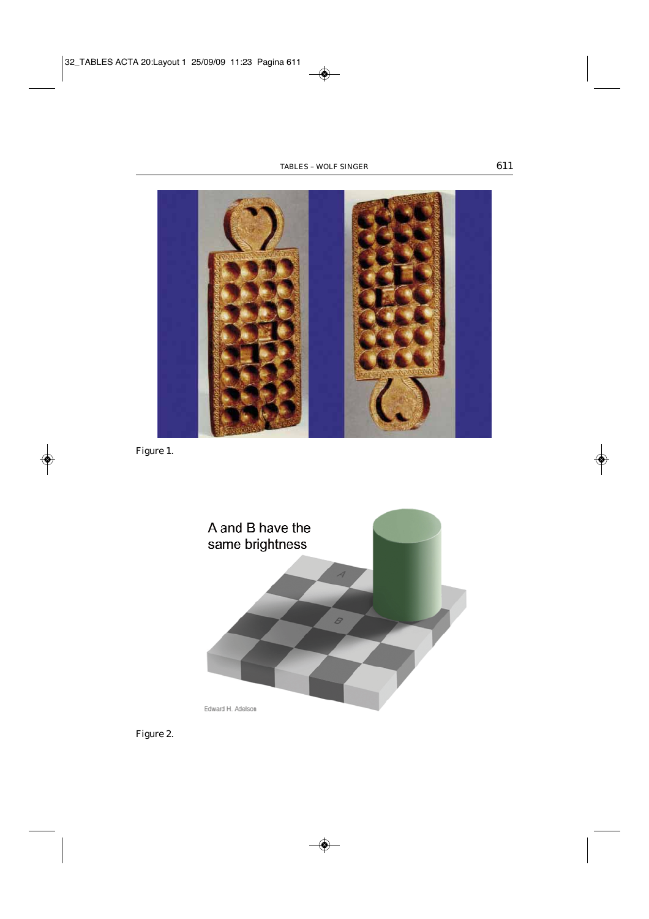Figure 1.

A and B have the same brightness

Edward H. Adelson

Figure 2.